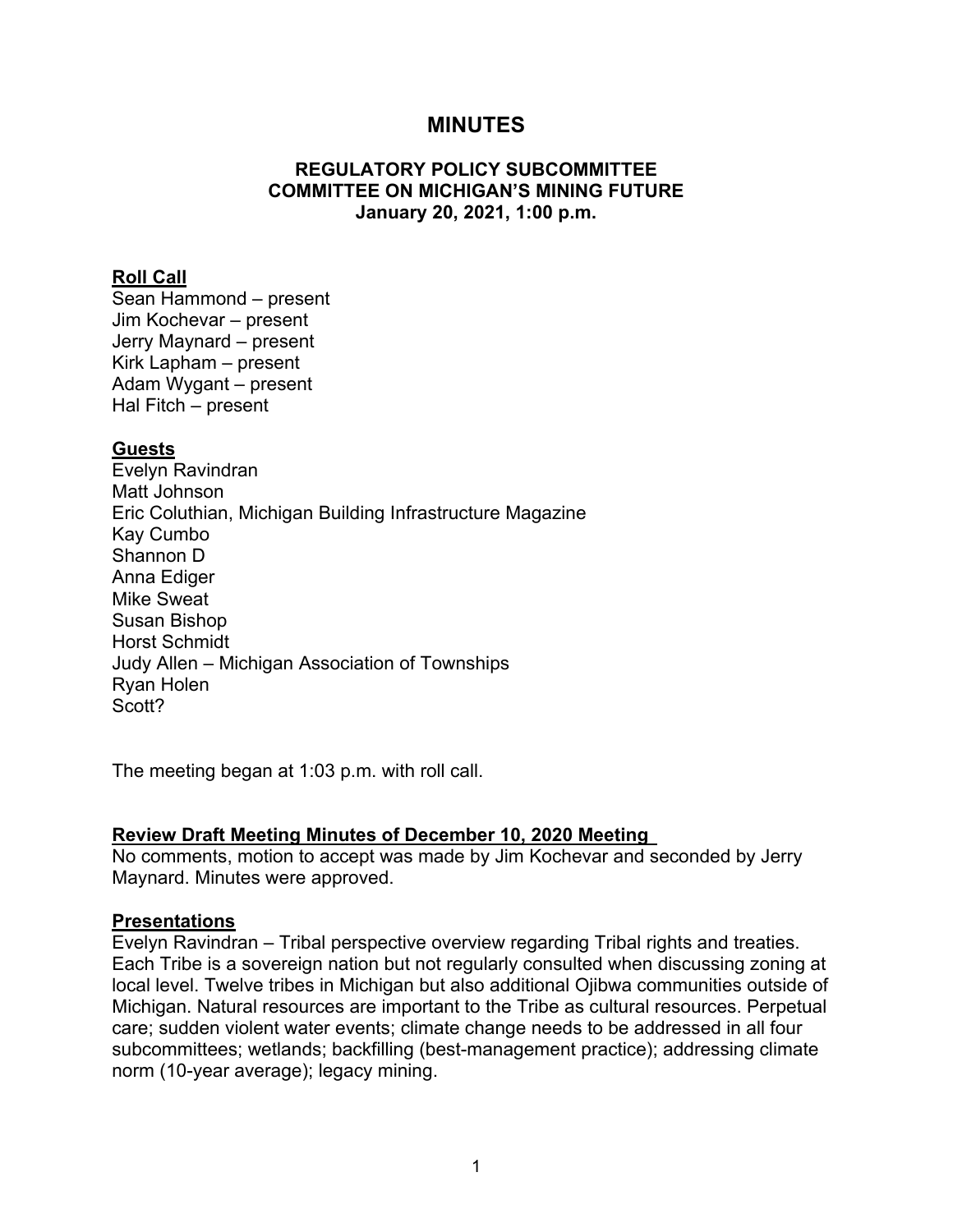# MINUTES

## REGULATORY POLICY SUBCOMMITTEE
## COMMITTEE ON MICHIGAN'S MINING FUTURE
## January 20, 2021, 1:00 p.m.

**Roll Call**

Sean Hammond – present
Jim Kochevar – present
Jerry Maynard – present
Kirk Lapham – present
Adam Wygant – present
Hal Fitch – present

**Guests**

Evelyn Ravindran
Matt Johnson
Eric Coluthian, Michigan Building Infrastructure Magazine
Kay Cumbo
Shannon D
Anna Ediger
Mike Sweat
Susan Bishop
Horst Schmidt
Judy Allen – Michigan Association of Townships
Ryan Holen
Scott?

The meeting began at 1:03 p.m. with roll call.

**Review Draft Meeting Minutes of December 10, 2020 Meeting**

No comments, motion to accept was made by Jim Kochevar and seconded by Jerry Maynard. Minutes were approved.

**Presentations**

Evelyn Ravindran – Tribal perspective overview regarding Tribal rights and treaties. Each Tribe is a sovereign nation but not regularly consulted when discussing zoning at local level. Twelve tribes in Michigan but also additional Ojibwa communities outside of Michigan. Natural resources are important to the Tribe as cultural resources. Perpetual care; sudden violent water events; climate change needs to be addressed in all four subcommittees; wetlands; backfilling (best-management practice); addressing climate norm (10-year average); legacy mining.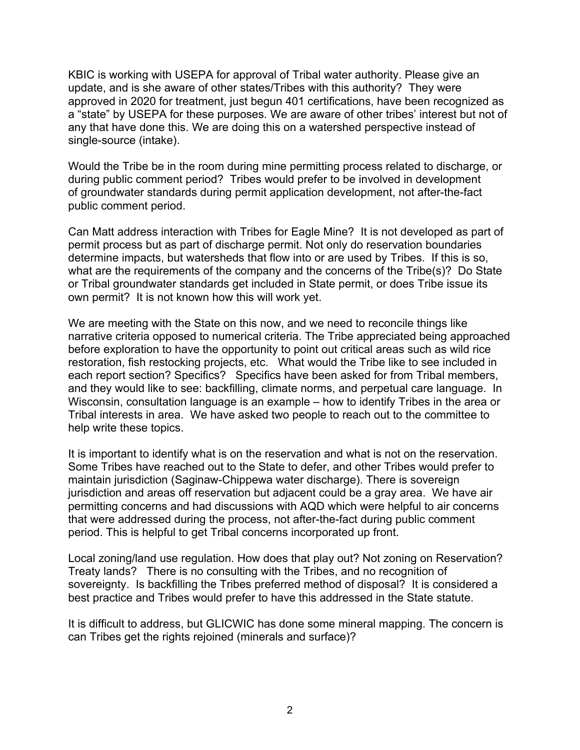KBIC is working with USEPA for approval of Tribal water authority. Please give an update, and is she aware of other states/Tribes with this authority? They were approved in 2020 for treatment, just begun 401 certifications, have been recognized as a "state" by USEPA for these purposes. We are aware of other tribes' interest but not of any that have done this. We are doing this on a watershed perspective instead of single-source (intake).

Would the Tribe be in the room during mine permitting process related to discharge, or during public comment period? Tribes would prefer to be involved in development of groundwater standards during permit application development, not after-the-fact public comment period.

Can Matt address interaction with Tribes for Eagle Mine? It is not developed as part of permit process but as part of discharge permit. Not only do reservation boundaries determine impacts, but watersheds that flow into or are used by Tribes. If this is so, what are the requirements of the company and the concerns of the Tribe(s)? Do State or Tribal groundwater standards get included in State permit, or does Tribe issue its own permit? It is not known how this will work yet.

We are meeting with the State on this now, and we need to reconcile things like narrative criteria opposed to numerical criteria. The Tribe appreciated being approached before exploration to have the opportunity to point out critical areas such as wild rice restoration, fish restocking projects, etc. What would the Tribe like to see included in each report section? Specifics? Specifics have been asked for from Tribal members, and they would like to see: backfilling, climate norms, and perpetual care language. In Wisconsin, consultation language is an example – how to identify Tribes in the area or Tribal interests in area. We have asked two people to reach out to the committee to help write these topics.

It is important to identify what is on the reservation and what is not on the reservation. Some Tribes have reached out to the State to defer, and other Tribes would prefer to maintain jurisdiction (Saginaw-Chippewa water discharge). There is sovereign jurisdiction and areas off reservation but adjacent could be a gray area. We have air permitting concerns and had discussions with AQD which were helpful to air concerns that were addressed during the process, not after-the-fact during public comment period. This is helpful to get Tribal concerns incorporated up front.

Local zoning/land use regulation. How does that play out? Not zoning on Reservation? Treaty lands? There is no consulting with the Tribes, and no recognition of sovereignty. Is backfilling the Tribes preferred method of disposal? It is considered a best practice and Tribes would prefer to have this addressed in the State statute.

It is difficult to address, but GLICWIC has done some mineral mapping. The concern is can Tribes get the rights rejoined (minerals and surface)?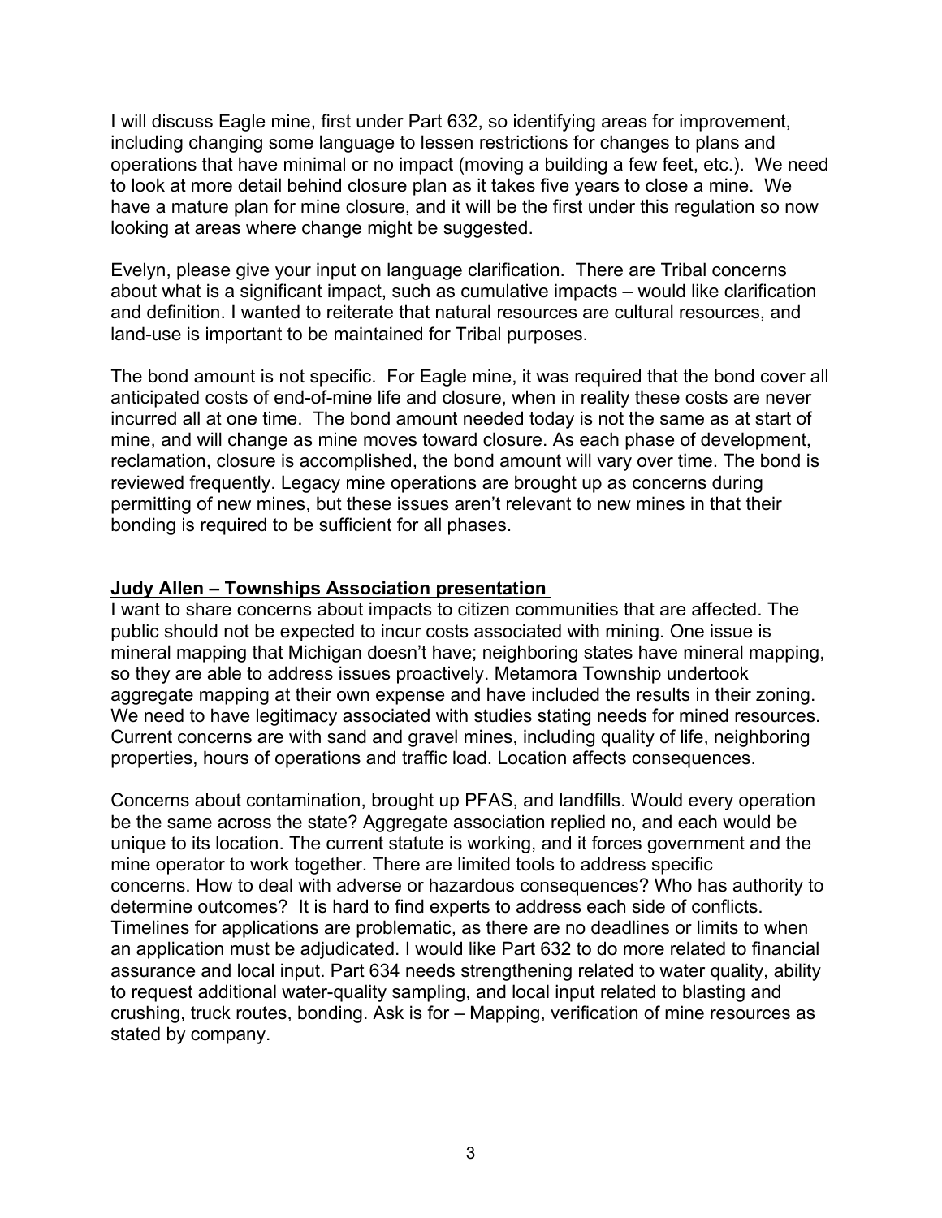I will discuss Eagle mine, first under Part 632, so identifying areas for improvement, including changing some language to lessen restrictions for changes to plans and operations that have minimal or no impact (moving a building a few feet, etc.). We need to look at more detail behind closure plan as it takes five years to close a mine. We have a mature plan for mine closure, and it will be the first under this regulation so now looking at areas where change might be suggested.

Evelyn, please give your input on language clarification. There are Tribal concerns about what is a significant impact, such as cumulative impacts – would like clarification and definition. I wanted to reiterate that natural resources are cultural resources, and land-use is important to be maintained for Tribal purposes.

The bond amount is not specific. For Eagle mine, it was required that the bond cover all anticipated costs of end-of-mine life and closure, when in reality these costs are never incurred all at one time. The bond amount needed today is not the same as at start of mine, and will change as mine moves toward closure. As each phase of development, reclamation, closure is accomplished, the bond amount will vary over time. The bond is reviewed frequently. Legacy mine operations are brought up as concerns during permitting of new mines, but these issues aren't relevant to new mines in that their bonding is required to be sufficient for all phases.

**Judy Allen – Townships Association presentation**

I want to share concerns about impacts to citizen communities that are affected. The public should not be expected to incur costs associated with mining. One issue is mineral mapping that Michigan doesn't have; neighboring states have mineral mapping, so they are able to address issues proactively. Metamora Township undertook aggregate mapping at their own expense and have included the results in their zoning. We need to have legitimacy associated with studies stating needs for mined resources. Current concerns are with sand and gravel mines, including quality of life, neighboring properties, hours of operations and traffic load. Location affects consequences.

Concerns about contamination, brought up PFAS, and landfills. Would every operation be the same across the state? Aggregate association replied no, and each would be unique to its location. The current statute is working, and it forces government and the mine operator to work together. There are limited tools to address specific concerns. How to deal with adverse or hazardous consequences? Who has authority to determine outcomes? It is hard to find experts to address each side of conflicts. Timelines for applications are problematic, as there are no deadlines or limits to when an application must be adjudicated. I would like Part 632 to do more related to financial assurance and local input. Part 634 needs strengthening related to water quality, ability to request additional water-quality sampling, and local input related to blasting and crushing, truck routes, bonding. Ask is for – Mapping, verification of mine resources as stated by company.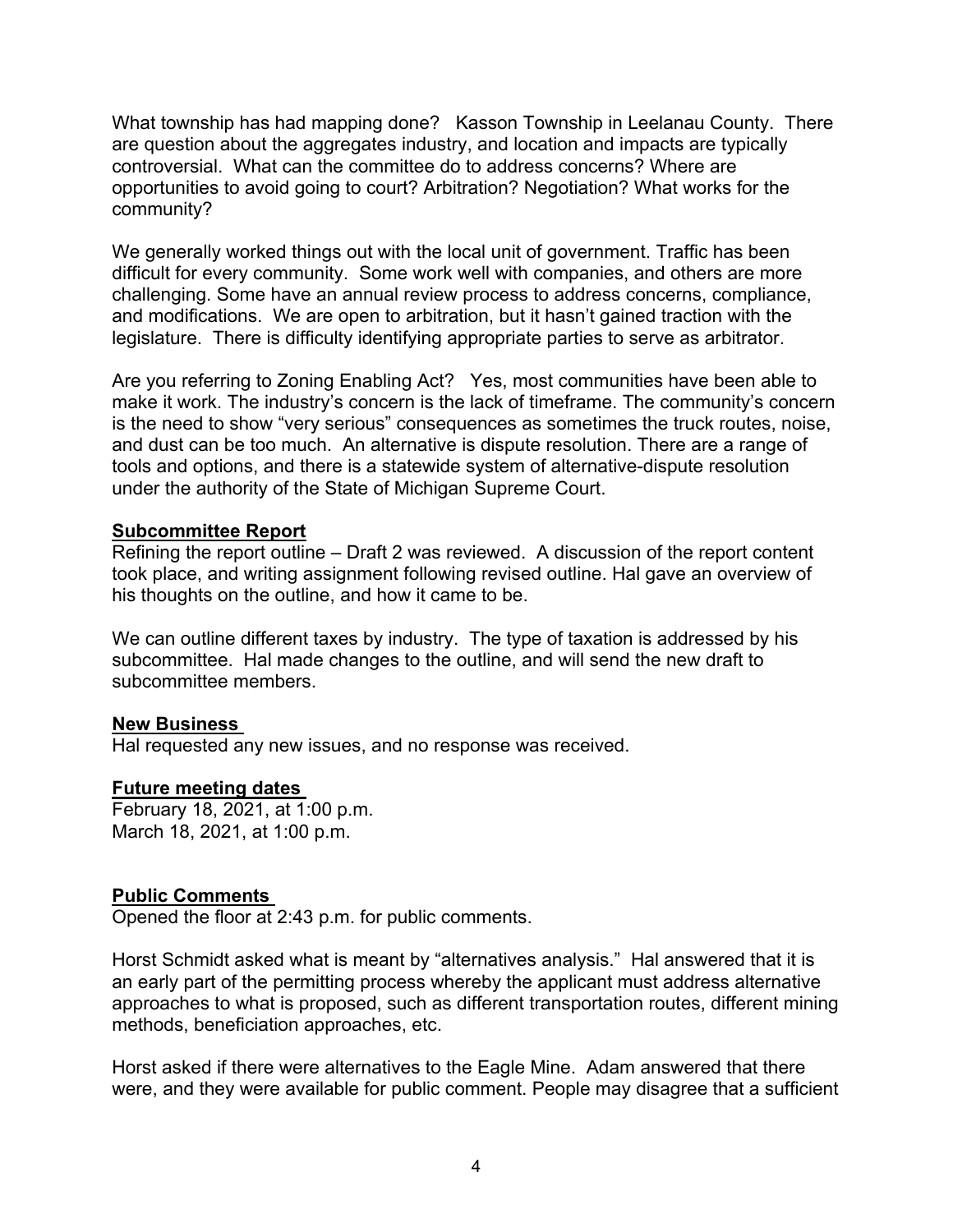What township has had mapping done? Kasson Township in Leelanau County. There are question about the aggregates industry, and location and impacts are typically controversial. What can the committee do to address concerns? Where are opportunities to avoid going to court? Arbitration? Negotiation? What works for the community?

We generally worked things out with the local unit of government. Traffic has been difficult for every community. Some work well with companies, and others are more challenging. Some have an annual review process to address concerns, compliance, and modifications. We are open to arbitration, but it hasn't gained traction with the legislature. There is difficulty identifying appropriate parties to serve as arbitrator.

Are you referring to Zoning Enabling Act? Yes, most communities have been able to make it work. The industry's concern is the lack of timeframe. The community's concern is the need to show "very serious" consequences as sometimes the truck routes, noise, and dust can be too much. An alternative is dispute resolution. There are a range of tools and options, and there is a statewide system of alternative-dispute resolution under the authority of the State of Michigan Supreme Court.

**Subcommittee Report**

Refining the report outline – Draft 2 was reviewed. A discussion of the report content took place, and writing assignment following revised outline. Hal gave an overview of his thoughts on the outline, and how it came to be.

We can outline different taxes by industry. The type of taxation is addressed by his subcommittee. Hal made changes to the outline, and will send the new draft to subcommittee members.

**New Business**

Hal requested any new issues, and no response was received.

**Future meeting dates**

February 18, 2021, at 1:00 p.m.
March 18, 2021, at 1:00 p.m.

**Public Comments**

Opened the floor at 2:43 p.m. for public comments.

Horst Schmidt asked what is meant by "alternatives analysis." Hal answered that it is an early part of the permitting process whereby the applicant must address alternative approaches to what is proposed, such as different transportation routes, different mining methods, beneficiation approaches, etc.

Horst asked if there were alternatives to the Eagle Mine. Adam answered that there were, and they were available for public comment. People may disagree that a sufficient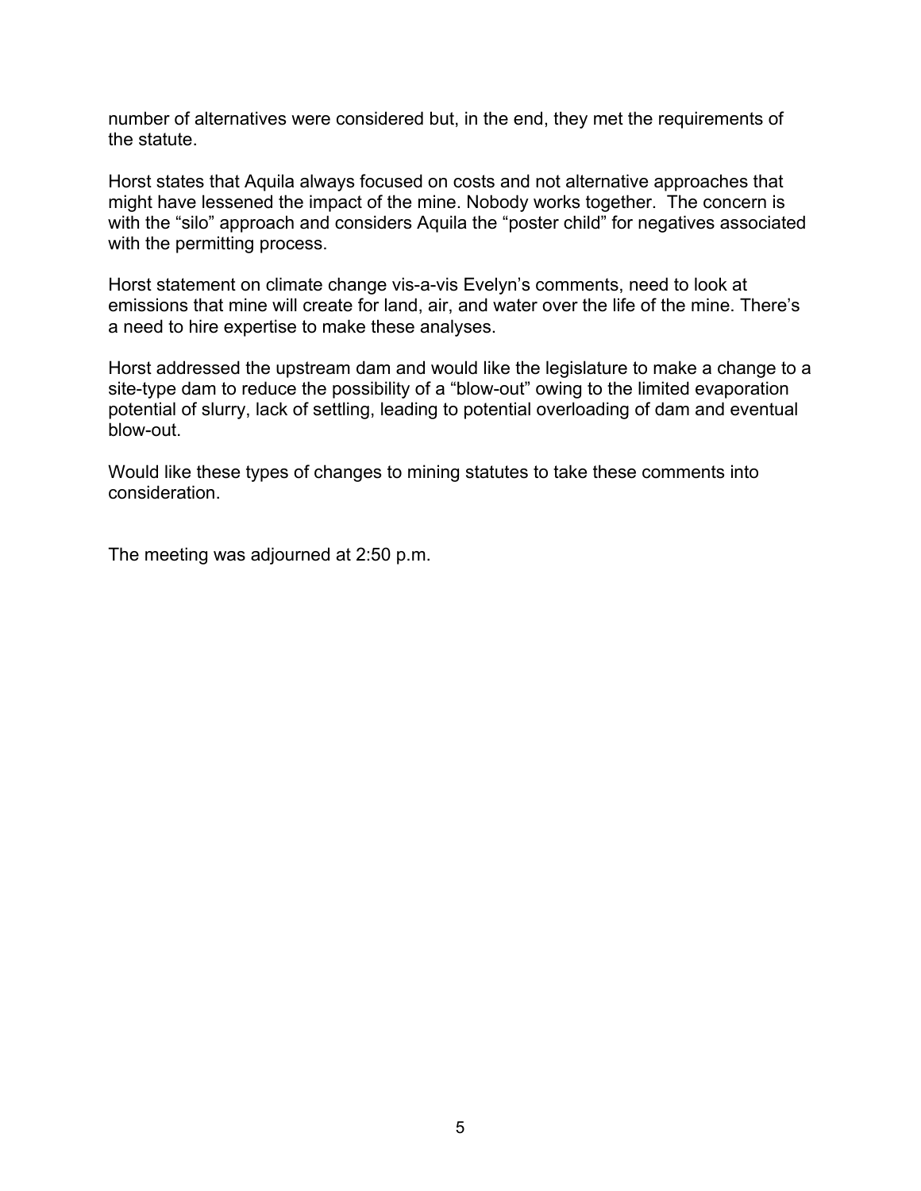number of alternatives were considered but, in the end, they met the requirements of the statute.

Horst states that Aquila always focused on costs and not alternative approaches that might have lessened the impact of the mine. Nobody works together. The concern is with the "silo" approach and considers Aquila the "poster child" for negatives associated with the permitting process.

Horst statement on climate change vis-a-vis Evelyn's comments, need to look at emissions that mine will create for land, air, and water over the life of the mine. There's a need to hire expertise to make these analyses.

Horst addressed the upstream dam and would like the legislature to make a change to a site-type dam to reduce the possibility of a "blow-out" owing to the limited evaporation potential of slurry, lack of settling, leading to potential overloading of dam and eventual blow-out.

Would like these types of changes to mining statutes to take these comments into consideration.

The meeting was adjourned at 2:50 p.m.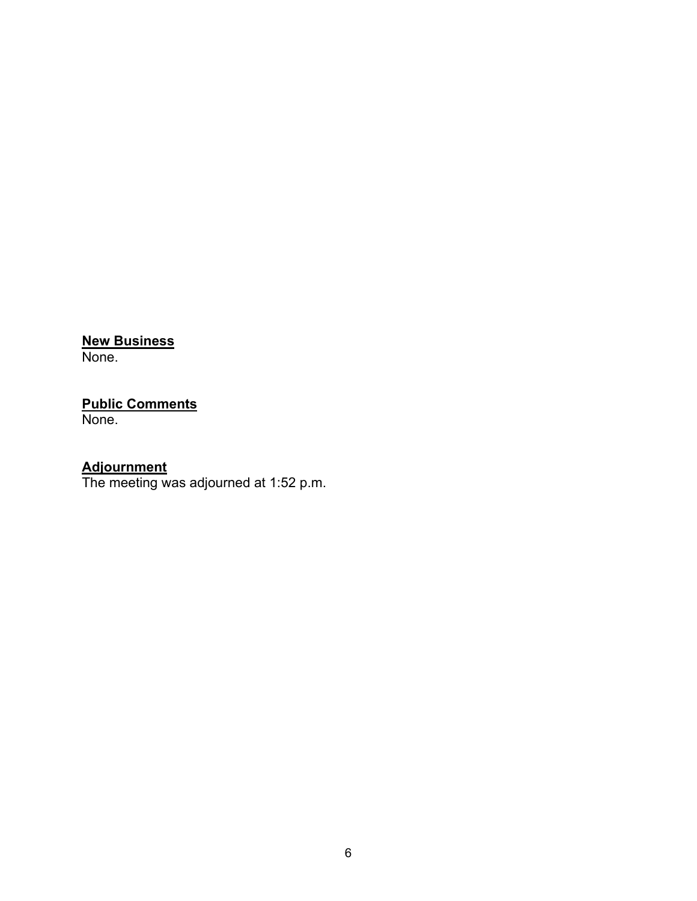**New Business**

None.

**Public Comments**

None.

**Adjournment**

The meeting was adjourned at 1:52 p.m.